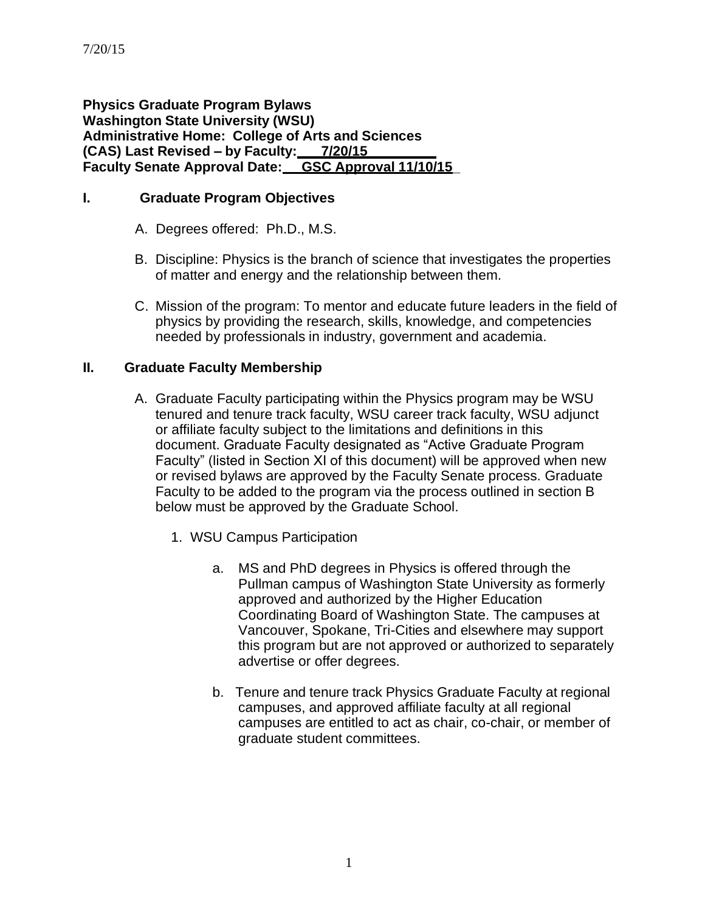7/20/15

**Physics Graduate Program Bylaws**
**Washington State University (WSU)**
**Administrative Home: College of Arts and Sciences**
**(CAS) Last Revised – by Faculty: 7/20/15**
**Faculty Senate Approval Date: GSC Approval 11/10/15**

## I. Graduate Program Objectives

A. Degrees offered: Ph.D., M.S.

B. Discipline: Physics is the branch of science that investigates the properties of matter and energy and the relationship between them.

C. Mission of the program: To mentor and educate future leaders in the field of physics by providing the research, skills, knowledge, and competencies needed by professionals in industry, government and academia.

## II. Graduate Faculty Membership

A. Graduate Faculty participating within the Physics program may be WSU tenured and tenure track faculty, WSU career track faculty, WSU adjunct or affiliate faculty subject to the limitations and definitions in this document. Graduate Faculty designated as "Active Graduate Program Faculty" (listed in Section XI of this document) will be approved when new or revised bylaws are approved by the Faculty Senate process. Graduate Faculty to be added to the program via the process outlined in section B below must be approved by the Graduate School.

1. WSU Campus Participation

   a. MS and PhD degrees in Physics is offered through the Pullman campus of Washington State University as formerly approved and authorized by the Higher Education Coordinating Board of Washington State. The campuses at Vancouver, Spokane, Tri-Cities and elsewhere may support this program but are not approved or authorized to separately advertise or offer degrees.

   b. Tenure and tenure track Physics Graduate Faculty at regional campuses, and approved affiliate faculty at all regional campuses are entitled to act as chair, co-chair, or member of graduate student committees.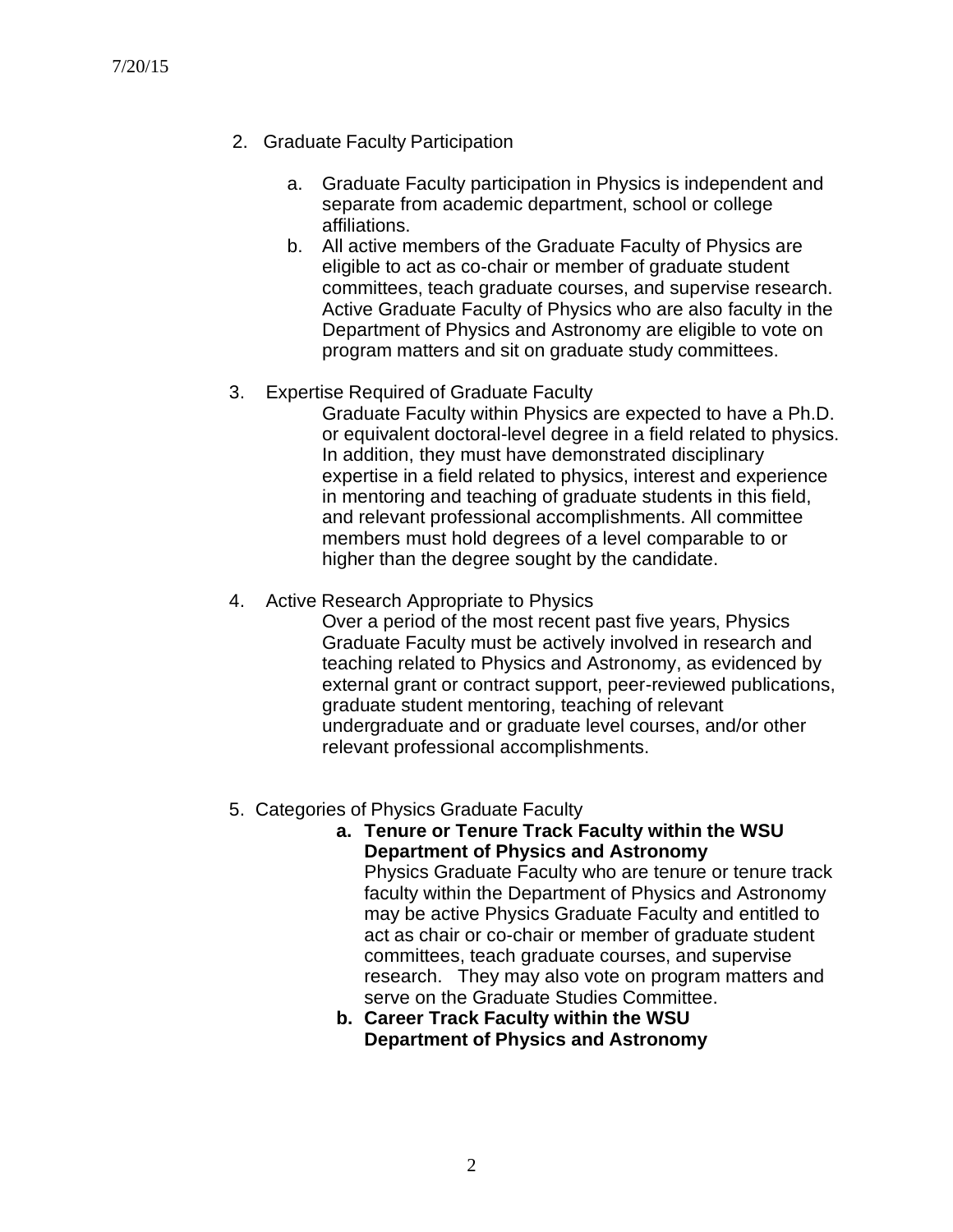2. Graduate Faculty Participation

   a. Graduate Faculty participation in Physics is independent and separate from academic department, school or college affiliations.
   b. All active members of the Graduate Faculty of Physics are eligible to act as co-chair or member of graduate student committees, teach graduate courses, and supervise research. Active Graduate Faculty of Physics who are also faculty in the Department of Physics and Astronomy are eligible to vote on program matters and sit on graduate study committees.

3. Expertise Required of Graduate Faculty

   Graduate Faculty within Physics are expected to have a Ph.D. or equivalent doctoral-level degree in a field related to physics. In addition, they must have demonstrated disciplinary expertise in a field related to physics, interest and experience in mentoring and teaching of graduate students in this field, and relevant professional accomplishments. All committee members must hold degrees of a level comparable to or higher than the degree sought by the candidate.

4. Active Research Appropriate to Physics

   Over a period of the most recent past five years, Physics Graduate Faculty must be actively involved in research and teaching related to Physics and Astronomy, as evidenced by external grant or contract support, peer-reviewed publications, graduate student mentoring, teaching of relevant undergraduate and or graduate level courses, and/or other relevant professional accomplishments.

5. Categories of Physics Graduate Faculty

   **a. Tenure or Tenure Track Faculty within the WSU Department of Physics and Astronomy**

   Physics Graduate Faculty who are tenure or tenure track faculty within the Department of Physics and Astronomy may be active Physics Graduate Faculty and entitled to act as chair or co-chair or member of graduate student committees, teach graduate courses, and supervise research. They may also vote on program matters and serve on the Graduate Studies Committee.

   **b. Career Track Faculty within the WSU Department of Physics and Astronomy**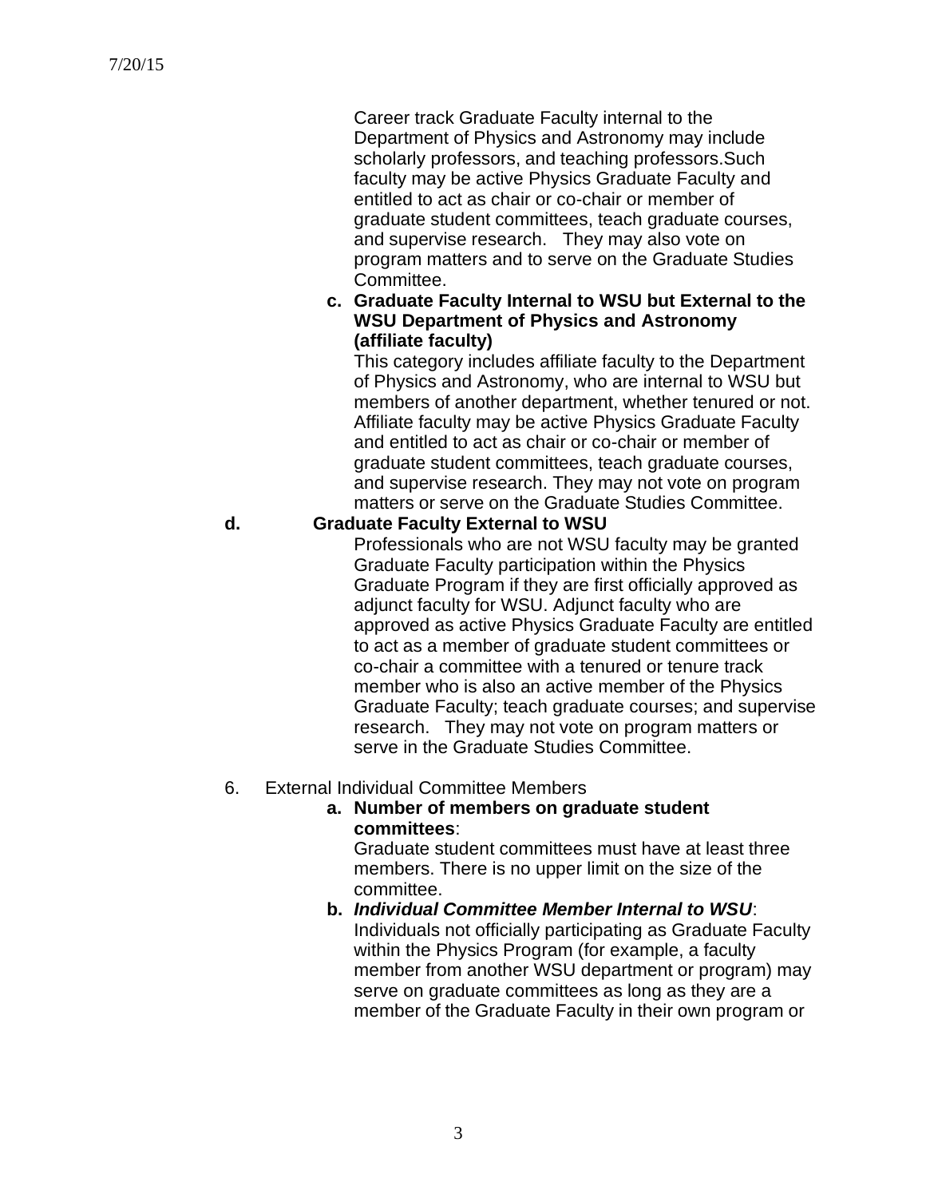Career track Graduate Faculty internal to the Department of Physics and Astronomy may include scholarly professors, and teaching professors.Such faculty may be active Physics Graduate Faculty and entitled to act as chair or co-chair or member of graduate student committees, teach graduate courses, and supervise research. They may also vote on program matters and to serve on the Graduate Studies Committee.

c. **Graduate Faculty Internal to WSU but External to the WSU Department of Physics and Astronomy (affiliate faculty)**

This category includes affiliate faculty to the Department of Physics and Astronomy, who are internal to WSU but members of another department, whether tenured or not. Affiliate faculty may be active Physics Graduate Faculty and entitled to act as chair or co-chair or member of graduate student committees, teach graduate courses, and supervise research. They may not vote on program matters or serve on the Graduate Studies Committee.

d. **Graduate Faculty External to WSU**

Professionals who are not WSU faculty may be granted Graduate Faculty participation within the Physics Graduate Program if they are first officially approved as adjunct faculty for WSU. Adjunct faculty who are approved as active Physics Graduate Faculty are entitled to act as a member of graduate student committees or co-chair a committee with a tenured or tenure track member who is also an active member of the Physics Graduate Faculty; teach graduate courses; and supervise research. They may not vote on program matters or serve in the Graduate Studies Committee.

6. External Individual Committee Members

a. **Number of members on graduate student committees**:

Graduate student committees must have at least three members. There is no upper limit on the size of the committee.

b. ***Individual Committee Member Internal to WSU***:

Individuals not officially participating as Graduate Faculty within the Physics Program (for example, a faculty member from another WSU department or program) may serve on graduate committees as long as they are a member of the Graduate Faculty in their own program or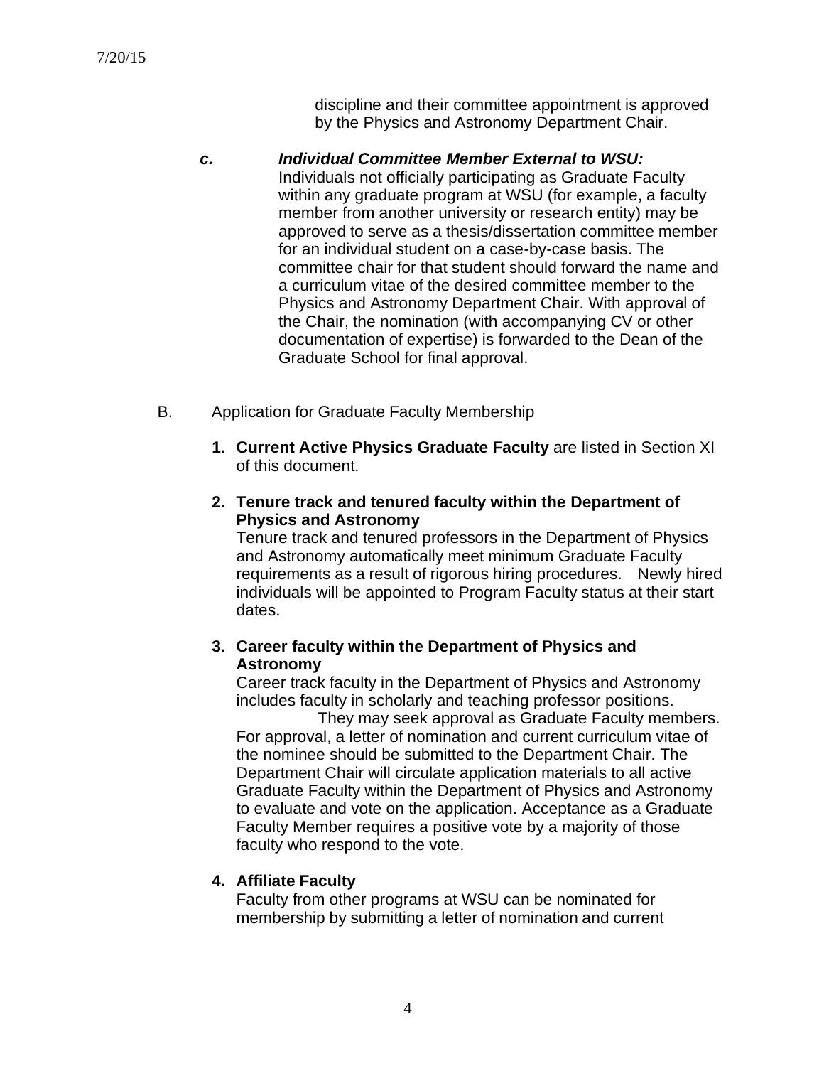discipline and their committee appointment is approved by the Physics and Astronomy Department Chair.

***c. Individual Committee Member External to WSU:*** Individuals not officially participating as Graduate Faculty within any graduate program at WSU (for example, a faculty member from another university or research entity) may be approved to serve as a thesis/dissertation committee member for an individual student on a case-by-case basis. The committee chair for that student should forward the name and a curriculum vitae of the desired committee member to the Physics and Astronomy Department Chair. With approval of the Chair, the nomination (with accompanying CV or other documentation of expertise) is forwarded to the Dean of the Graduate School for final approval.

B. Application for Graduate Faculty Membership

1. **Current Active Physics Graduate Faculty** are listed in Section XI of this document.

2. **Tenure track and tenured faculty within the Department of Physics and Astronomy**
   Tenure track and tenured professors in the Department of Physics and Astronomy automatically meet minimum Graduate Faculty requirements as a result of rigorous hiring procedures. Newly hired individuals will be appointed to Program Faculty status at their start dates.

3. **Career faculty within the Department of Physics and Astronomy**
   Career track faculty in the Department of Physics and Astronomy includes faculty in scholarly and teaching professor positions. They may seek approval as Graduate Faculty members. For approval, a letter of nomination and current curriculum vitae of the nominee should be submitted to the Department Chair. The Department Chair will circulate application materials to all active Graduate Faculty within the Department of Physics and Astronomy to evaluate and vote on the application. Acceptance as a Graduate Faculty Member requires a positive vote by a majority of those faculty who respond to the vote.

4. **Affiliate Faculty**
   Faculty from other programs at WSU can be nominated for membership by submitting a letter of nomination and current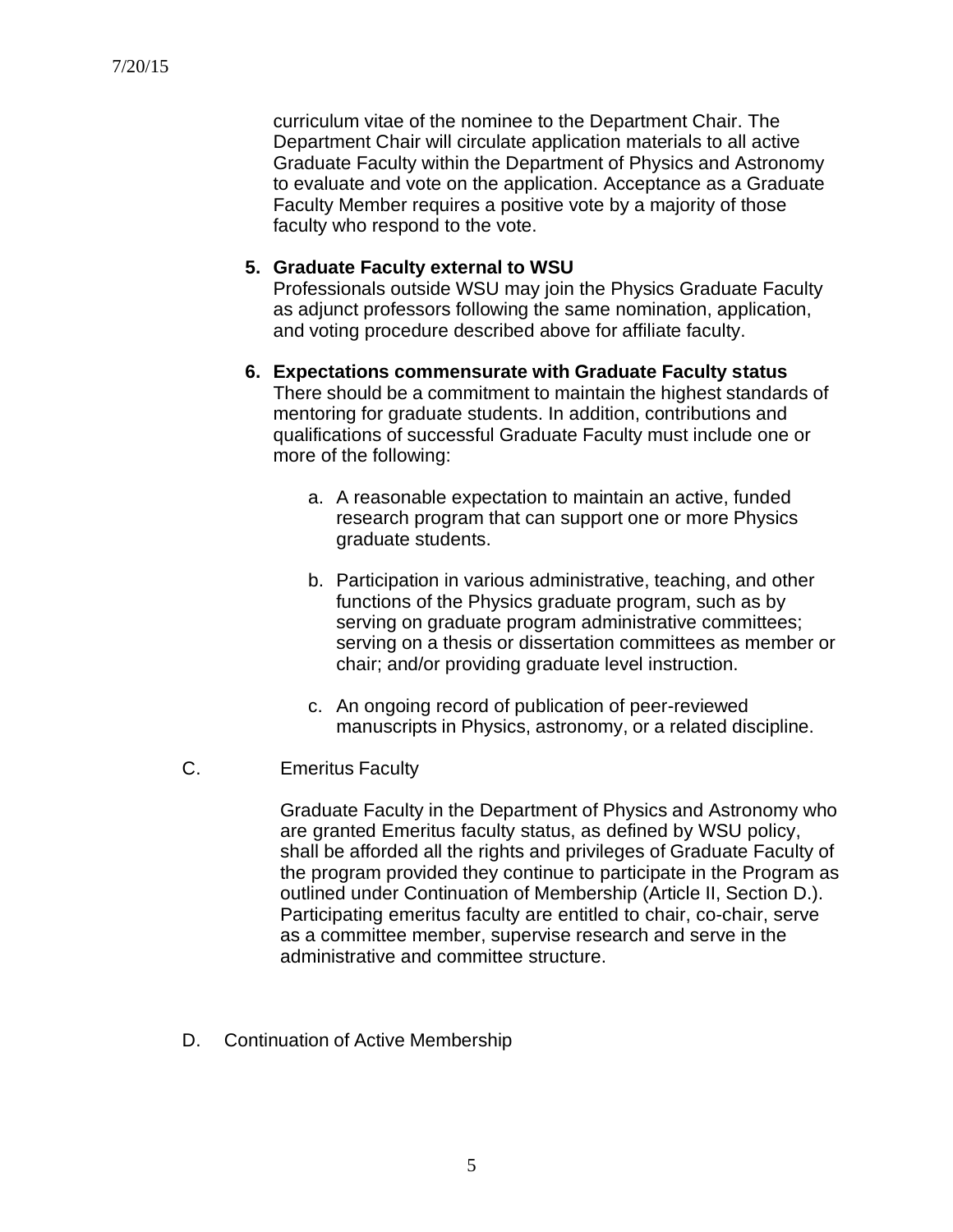curriculum vitae of the nominee to the Department Chair. The Department Chair will circulate application materials to all active Graduate Faculty within the Department of Physics and Astronomy to evaluate and vote on the application. Acceptance as a Graduate Faculty Member requires a positive vote by a majority of those faculty who respond to the vote.

5. **Graduate Faculty external to WSU**
   Professionals outside WSU may join the Physics Graduate Faculty as adjunct professors following the same nomination, application, and voting procedure described above for affiliate faculty.

6. **Expectations commensurate with Graduate Faculty status**
   There should be a commitment to maintain the highest standards of mentoring for graduate students. In addition, contributions and qualifications of successful Graduate Faculty must include one or more of the following:

   a. A reasonable expectation to maintain an active, funded research program that can support one or more Physics graduate students.

   b. Participation in various administrative, teaching, and other functions of the Physics graduate program, such as by serving on graduate program administrative committees; serving on a thesis or dissertation committees as member or chair; and/or providing graduate level instruction.

   c. An ongoing record of publication of peer-reviewed manuscripts in Physics, astronomy, or a related discipline.

C. Emeritus Faculty

Graduate Faculty in the Department of Physics and Astronomy who are granted Emeritus faculty status, as defined by WSU policy, shall be afforded all the rights and privileges of Graduate Faculty of the program provided they continue to participate in the Program as outlined under Continuation of Membership (Article II, Section D.). Participating emeritus faculty are entitled to chair, co-chair, serve as a committee member, supervise research and serve in the administrative and committee structure.

D. Continuation of Active Membership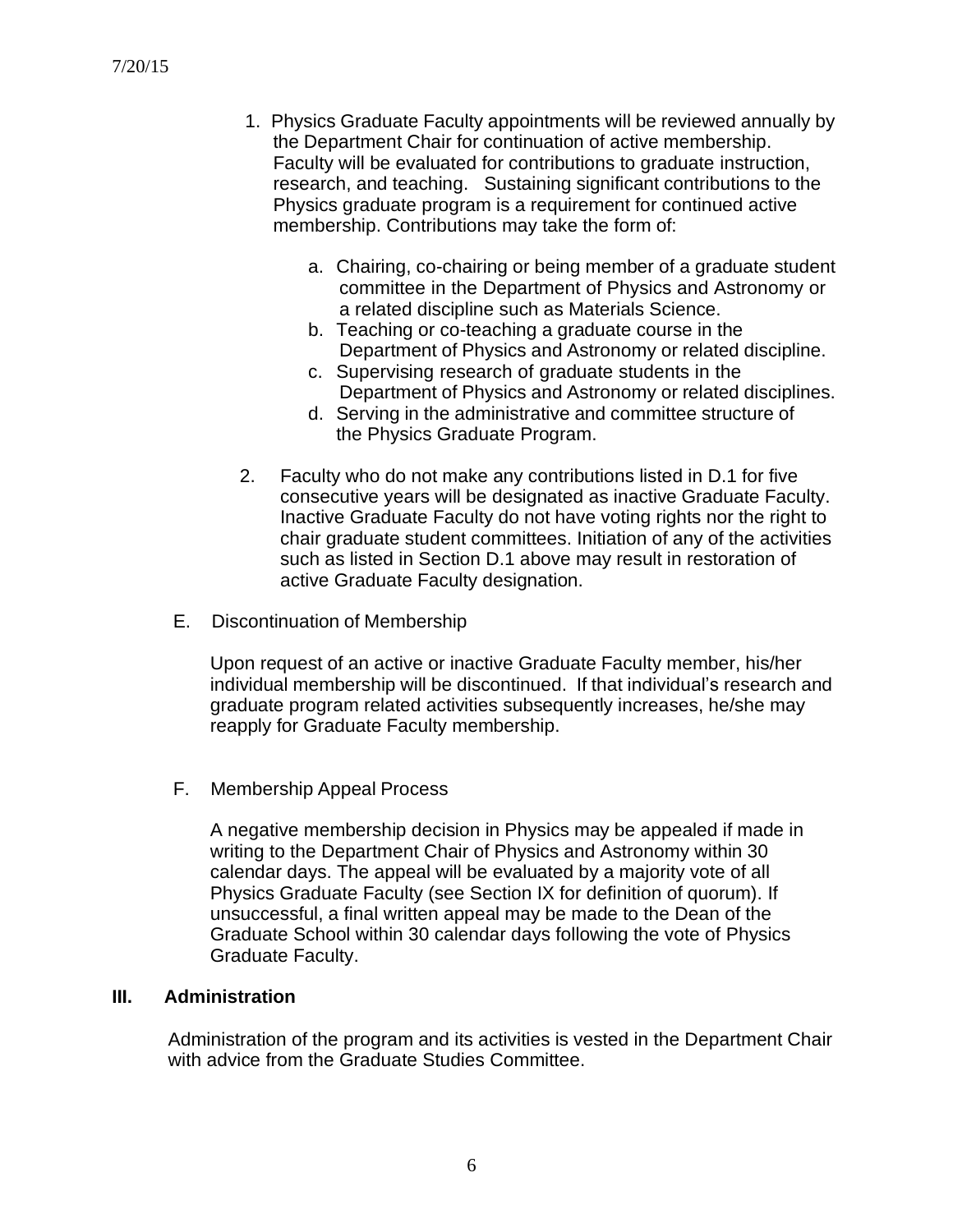1. Physics Graduate Faculty appointments will be reviewed annually by the Department Chair for continuation of active membership. Faculty will be evaluated for contributions to graduate instruction, research, and teaching. Sustaining significant contributions to the Physics graduate program is a requirement for continued active membership. Contributions may take the form of:

    a. Chairing, co-chairing or being member of a graduate student committee in the Department of Physics and Astronomy or a related discipline such as Materials Science.
    b. Teaching or co-teaching a graduate course in the Department of Physics and Astronomy or related discipline.
    c. Supervising research of graduate students in the Department of Physics and Astronomy or related disciplines.
    d. Serving in the administrative and committee structure of the Physics Graduate Program.

2. Faculty who do not make any contributions listed in D.1 for five consecutive years will be designated as inactive Graduate Faculty. Inactive Graduate Faculty do not have voting rights nor the right to chair graduate student committees. Initiation of any of the activities such as listed in Section D.1 above may result in restoration of active Graduate Faculty designation.

E. Discontinuation of Membership

Upon request of an active or inactive Graduate Faculty member, his/her individual membership will be discontinued. If that individual's research and graduate program related activities subsequently increases, he/she may reapply for Graduate Faculty membership.

F. Membership Appeal Process

A negative membership decision in Physics may be appealed if made in writing to the Department Chair of Physics and Astronomy within 30 calendar days. The appeal will be evaluated by a majority vote of all Physics Graduate Faculty (see Section IX for definition of quorum). If unsuccessful, a final written appeal may be made to the Dean of the Graduate School within 30 calendar days following the vote of Physics Graduate Faculty.

## III. Administration

Administration of the program and its activities is vested in the Department Chair with advice from the Graduate Studies Committee.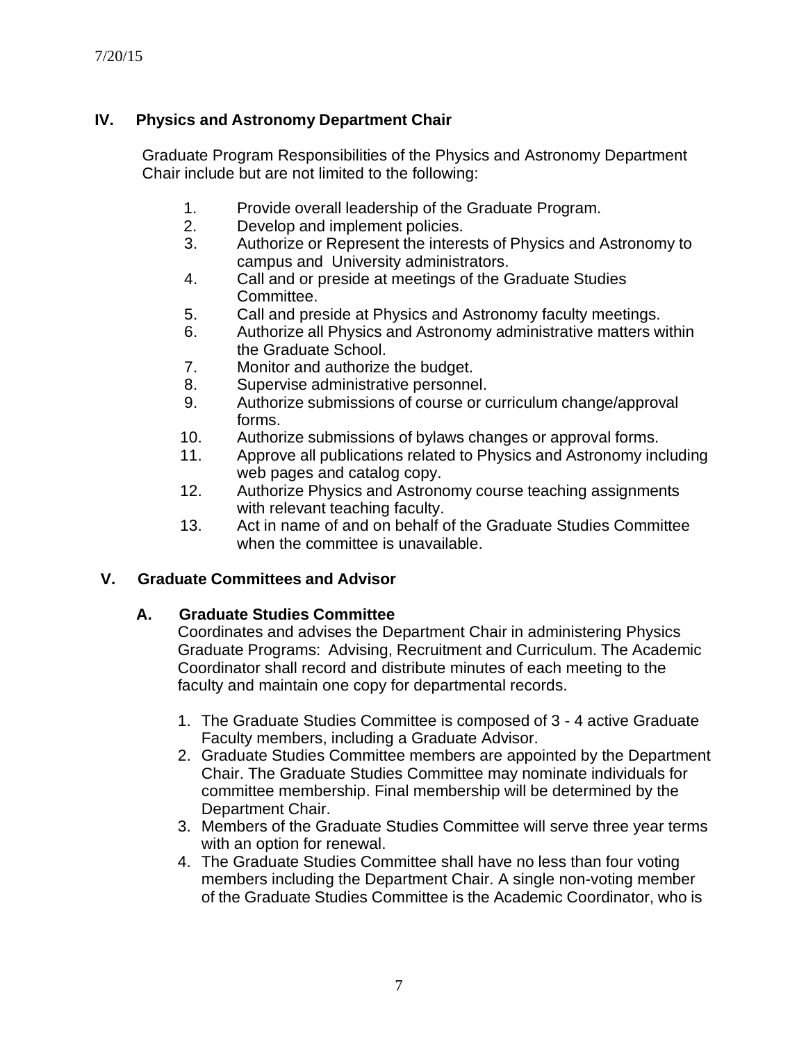## IV. Physics and Astronomy Department Chair

Graduate Program Responsibilities of the Physics and Astronomy Department Chair include but are not limited to the following:

1. Provide overall leadership of the Graduate Program.
2. Develop and implement policies.
3. Authorize or Represent the interests of Physics and Astronomy to campus and University administrators.
4. Call and or preside at meetings of the Graduate Studies Committee.
5. Call and preside at Physics and Astronomy faculty meetings.
6. Authorize all Physics and Astronomy administrative matters within the Graduate School.
7. Monitor and authorize the budget.
8. Supervise administrative personnel.
9. Authorize submissions of course or curriculum change/approval forms.
10. Authorize submissions of bylaws changes or approval forms.
11. Approve all publications related to Physics and Astronomy including web pages and catalog copy.
12. Authorize Physics and Astronomy course teaching assignments with relevant teaching faculty.
13. Act in name of and on behalf of the Graduate Studies Committee when the committee is unavailable.

## V. Graduate Committees and Advisor

### A. Graduate Studies Committee

Coordinates and advises the Department Chair in administering Physics Graduate Programs: Advising, Recruitment and Curriculum. The Academic Coordinator shall record and distribute minutes of each meeting to the faculty and maintain one copy for departmental records.

1. The Graduate Studies Committee is composed of 3 - 4 active Graduate Faculty members, including a Graduate Advisor.
2. Graduate Studies Committee members are appointed by the Department Chair. The Graduate Studies Committee may nominate individuals for committee membership. Final membership will be determined by the Department Chair.
3. Members of the Graduate Studies Committee will serve three year terms with an option for renewal.
4. The Graduate Studies Committee shall have no less than four voting members including the Department Chair. A single non-voting member of the Graduate Studies Committee is the Academic Coordinator, who is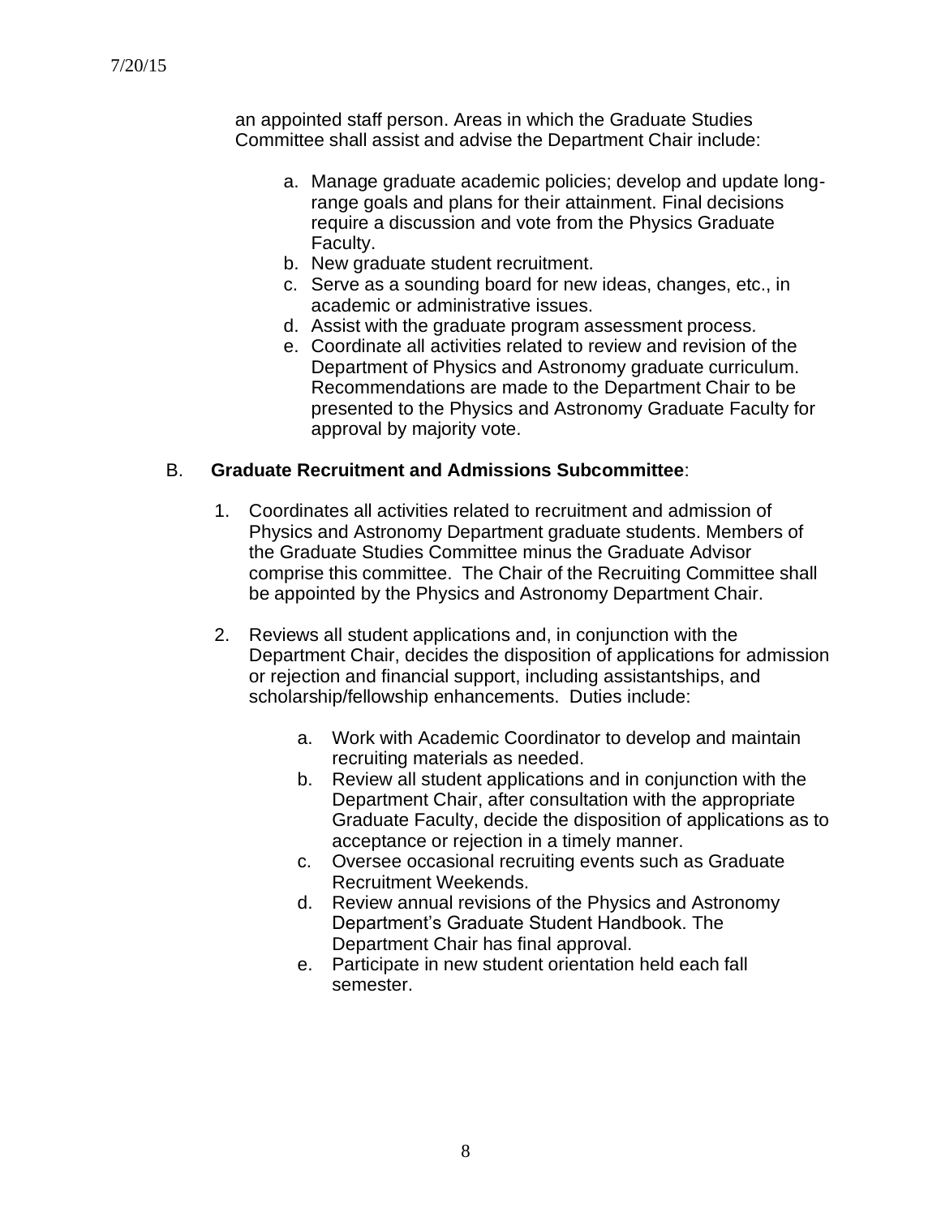an appointed staff person. Areas in which the Graduate Studies Committee shall assist and advise the Department Chair include:

a. Manage graduate academic policies; develop and update long-range goals and plans for their attainment. Final decisions require a discussion and vote from the Physics Graduate Faculty.
b. New graduate student recruitment.
c. Serve as a sounding board for new ideas, changes, etc., in academic or administrative issues.
d. Assist with the graduate program assessment process.
e. Coordinate all activities related to review and revision of the Department of Physics and Astronomy graduate curriculum. Recommendations are made to the Department Chair to be presented to the Physics and Astronomy Graduate Faculty for approval by majority vote.

B. **Graduate Recruitment and Admissions Subcommittee**:

1. Coordinates all activities related to recruitment and admission of Physics and Astronomy Department graduate students. Members of the Graduate Studies Committee minus the Graduate Advisor comprise this committee. The Chair of the Recruiting Committee shall be appointed by the Physics and Astronomy Department Chair.

2. Reviews all student applications and, in conjunction with the Department Chair, decides the disposition of applications for admission or rejection and financial support, including assistantships, and scholarship/fellowship enhancements. Duties include:

    a. Work with Academic Coordinator to develop and maintain recruiting materials as needed.
    b. Review all student applications and in conjunction with the Department Chair, after consultation with the appropriate Graduate Faculty, decide the disposition of applications as to acceptance or rejection in a timely manner.
    c. Oversee occasional recruiting events such as Graduate Recruitment Weekends.
    d. Review annual revisions of the Physics and Astronomy Department's Graduate Student Handbook. The Department Chair has final approval.
    e. Participate in new student orientation held each fall semester.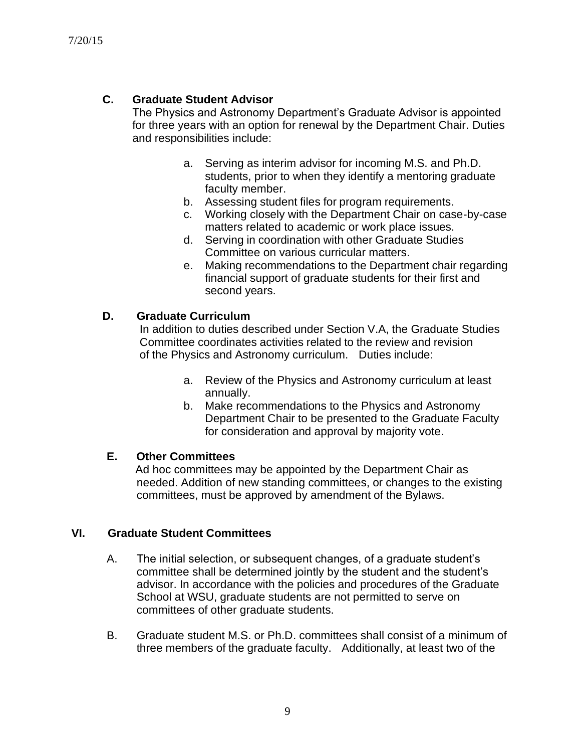### C. Graduate Student Advisor

The Physics and Astronomy Department's Graduate Advisor is appointed for three years with an option for renewal by the Department Chair. Duties and responsibilities include:

a. Serving as interim advisor for incoming M.S. and Ph.D. students, prior to when they identify a mentoring graduate faculty member.
b. Assessing student files for program requirements.
c. Working closely with the Department Chair on case-by-case matters related to academic or work place issues.
d. Serving in coordination with other Graduate Studies Committee on various curricular matters.
e. Making recommendations to the Department chair regarding financial support of graduate students for their first and second years.

### D. Graduate Curriculum

In addition to duties described under Section V.A, the Graduate Studies Committee coordinates activities related to the review and revision of the Physics and Astronomy curriculum. Duties include:

a. Review of the Physics and Astronomy curriculum at least annually.
b. Make recommendations to the Physics and Astronomy Department Chair to be presented to the Graduate Faculty for consideration and approval by majority vote.

### E. Other Committees

Ad hoc committees may be appointed by the Department Chair as needed. Addition of new standing committees, or changes to the existing committees, must be approved by amendment of the Bylaws.

## VI. Graduate Student Committees

A. The initial selection, or subsequent changes, of a graduate student's committee shall be determined jointly by the student and the student's advisor. In accordance with the policies and procedures of the Graduate School at WSU, graduate students are not permitted to serve on committees of other graduate students.

B. Graduate student M.S. or Ph.D. committees shall consist of a minimum of three members of the graduate faculty. Additionally, at least two of the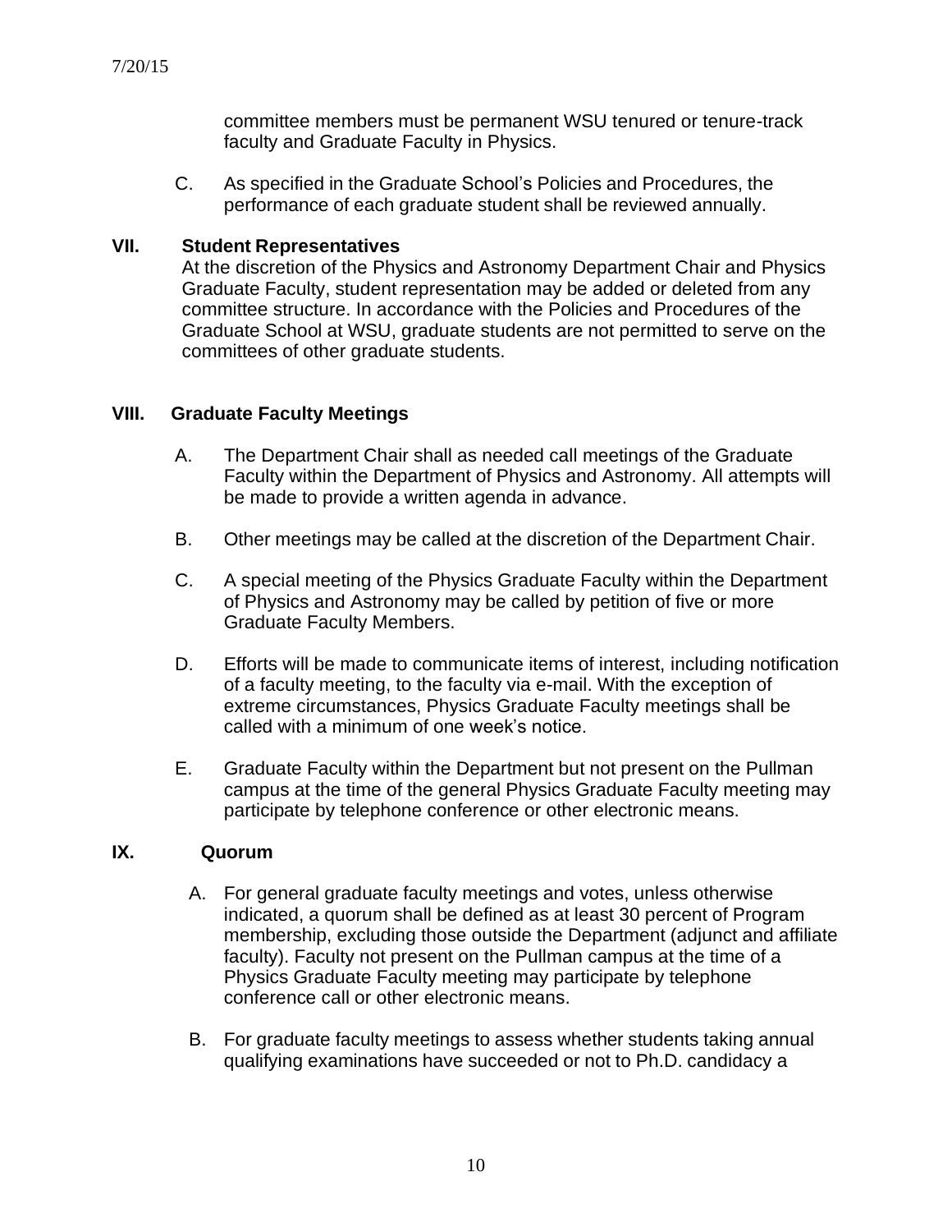committee members must be permanent WSU tenured or tenure-track faculty and Graduate Faculty in Physics.

C. As specified in the Graduate School's Policies and Procedures, the performance of each graduate student shall be reviewed annually.

## VII. Student Representatives

At the discretion of the Physics and Astronomy Department Chair and Physics Graduate Faculty, student representation may be added or deleted from any committee structure. In accordance with the Policies and Procedures of the Graduate School at WSU, graduate students are not permitted to serve on the committees of other graduate students.

## VIII. Graduate Faculty Meetings

A. The Department Chair shall as needed call meetings of the Graduate Faculty within the Department of Physics and Astronomy. All attempts will be made to provide a written agenda in advance.

B. Other meetings may be called at the discretion of the Department Chair.

C. A special meeting of the Physics Graduate Faculty within the Department of Physics and Astronomy may be called by petition of five or more Graduate Faculty Members.

D. Efforts will be made to communicate items of interest, including notification of a faculty meeting, to the faculty via e-mail. With the exception of extreme circumstances, Physics Graduate Faculty meetings shall be called with a minimum of one week's notice.

E. Graduate Faculty within the Department but not present on the Pullman campus at the time of the general Physics Graduate Faculty meeting may participate by telephone conference or other electronic means.

## IX. Quorum

A. For general graduate faculty meetings and votes, unless otherwise indicated, a quorum shall be defined as at least 30 percent of Program membership, excluding those outside the Department (adjunct and affiliate faculty). Faculty not present on the Pullman campus at the time of a Physics Graduate Faculty meeting may participate by telephone conference call or other electronic means.

B. For graduate faculty meetings to assess whether students taking annual qualifying examinations have succeeded or not to Ph.D. candidacy a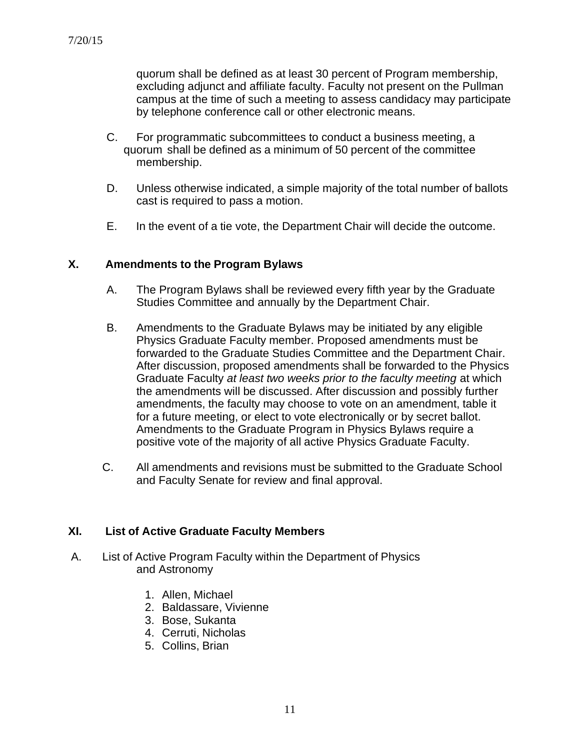quorum shall be defined as at least 30 percent of Program membership, excluding adjunct and affiliate faculty. Faculty not present on the Pullman campus at the time of such a meeting to assess candidacy may participate by telephone conference call or other electronic means.

C. For programmatic subcommittees to conduct a business meeting, a quorum shall be defined as a minimum of 50 percent of the committee membership.

D. Unless otherwise indicated, a simple majority of the total number of ballots cast is required to pass a motion.

E. In the event of a tie vote, the Department Chair will decide the outcome.

## X. Amendments to the Program Bylaws

A. The Program Bylaws shall be reviewed every fifth year by the Graduate Studies Committee and annually by the Department Chair.

B. Amendments to the Graduate Bylaws may be initiated by any eligible Physics Graduate Faculty member. Proposed amendments must be forwarded to the Graduate Studies Committee and the Department Chair. After discussion, proposed amendments shall be forwarded to the Physics Graduate Faculty *at least two weeks prior to the faculty meeting* at which the amendments will be discussed. After discussion and possibly further amendments, the faculty may choose to vote on an amendment, table it for a future meeting, or elect to vote electronically or by secret ballot. Amendments to the Graduate Program in Physics Bylaws require a positive vote of the majority of all active Physics Graduate Faculty.

C. All amendments and revisions must be submitted to the Graduate School and Faculty Senate for review and final approval.

## XI. List of Active Graduate Faculty Members

A. List of Active Program Faculty within the Department of Physics and Astronomy

1. Allen, Michael
2. Baldassare, Vivienne
3. Bose, Sukanta
4. Cerruti, Nicholas
5. Collins, Brian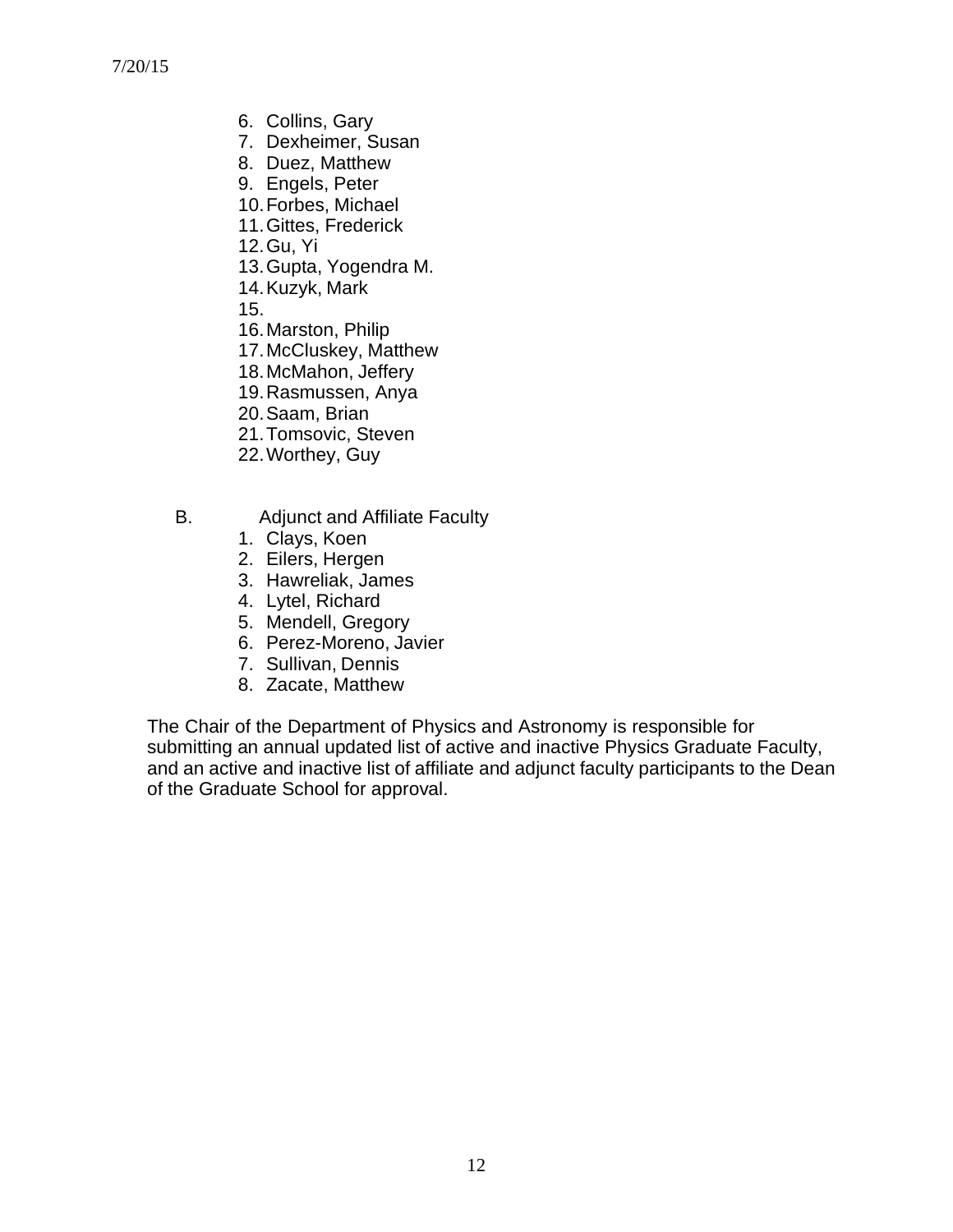6. Collins, Gary
7. Dexheimer, Susan
8. Duez, Matthew
9. Engels, Peter
10. Forbes, Michael
11. Gittes, Frederick
12. Gu, Yi
13. Gupta, Yogendra M.
14. Kuzyk, Mark
15.
16. Marston, Philip
17. McCluskey, Matthew
18. McMahon, Jeffery
19. Rasmussen, Anya
20. Saam, Brian
21. Tomsovic, Steven
22. Worthey, Guy

B. Adjunct and Affiliate Faculty

1. Clays, Koen
2. Eilers, Hergen
3. Hawreliak, James
4. Lytel, Richard
5. Mendell, Gregory
6. Perez-Moreno, Javier
7. Sullivan, Dennis
8. Zacate, Matthew

The Chair of the Department of Physics and Astronomy is responsible for submitting an annual updated list of active and inactive Physics Graduate Faculty, and an active and inactive list of affiliate and adjunct faculty participants to the Dean of the Graduate School for approval.